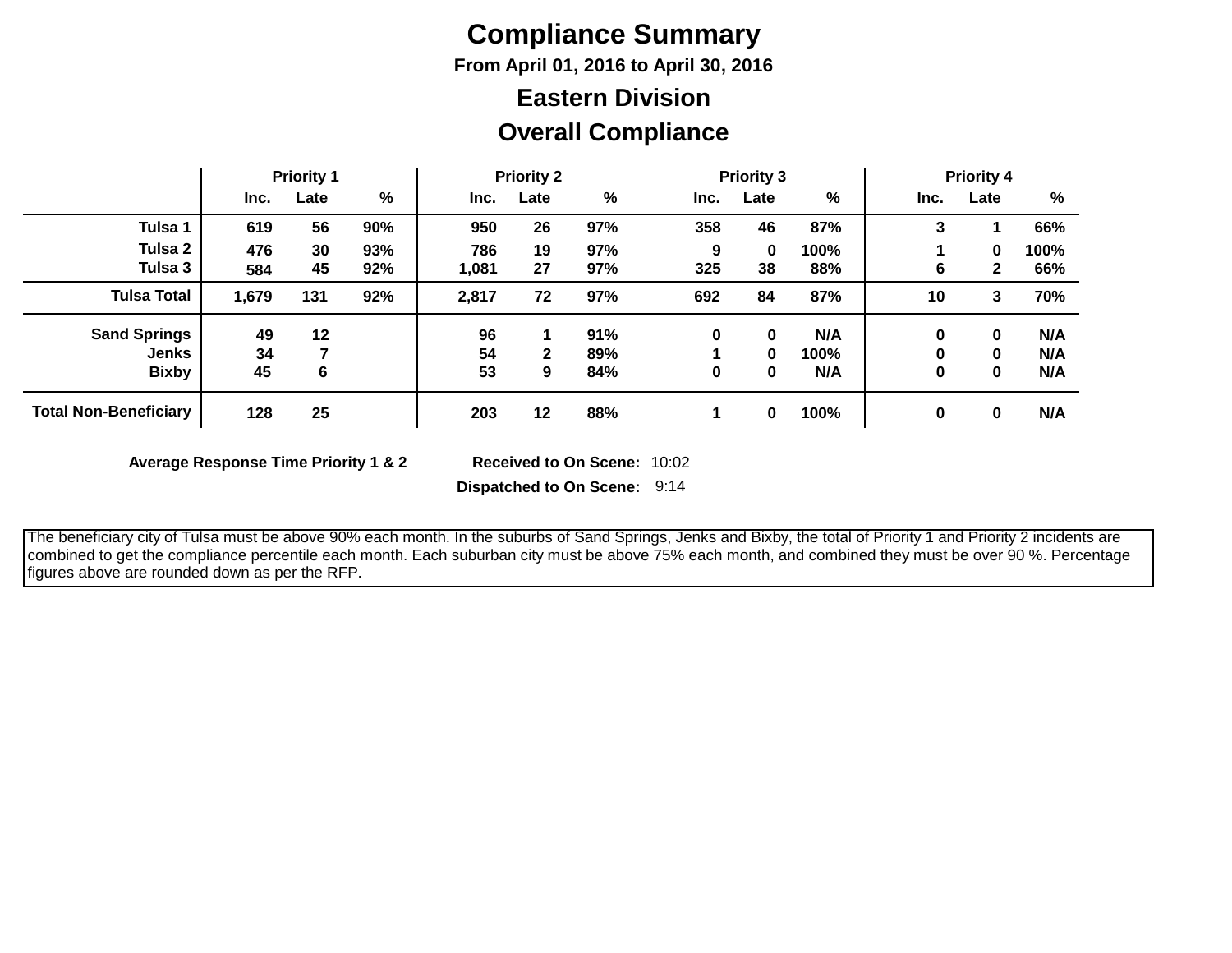# Compliance Summary

**From April 01, 2016 to April 30, 2016**

## Eastern Division

## Overall Compliance

| | Priority 1 | | | Priority 2 | | | Priority 3 | | | Priority 4 | | |
|---|---|---|---|---|---|---|---|---|---|---|---|---|
| | Inc. | Late | % | Inc. | Late | % | Inc. | Late | % | Inc. | Late | % |
| **Tulsa 1** | 619 | 56 | 90% | 950 | 26 | 97% | 358 | 46 | 87% | 3 | 1 | 66% |
| **Tulsa 2** | 476 | 30 | 93% | 786 | 19 | 97% | 9 | 0 | 100% | 1 | 0 | 100% |
| **Tulsa 3** | 584 | 45 | 92% | 1,081 | 27 | 97% | 325 | 38 | 88% | 6 | 2 | 66% |
| **Tulsa Total** | 1,679 | 131 | 92% | 2,817 | 72 | 97% | 692 | 84 | 87% | 10 | 3 | 70% |
| **Sand Springs** | 49 | 12 | | 96 | 1 | 91% | 0 | 0 | N/A | 0 | 0 | N/A |
| **Jenks** | 34 | 7 | | 54 | 2 | 89% | 1 | 0 | 100% | 0 | 0 | N/A |
| **Bixby** | 45 | 6 | | 53 | 9 | 84% | 0 | 0 | N/A | 0 | 0 | N/A |
| **Total Non-Beneficiary** | 128 | 25 | | 203 | 12 | 88% | 1 | 0 | 100% | 0 | 0 | N/A |

**Average Response Time Priority 1 & 2**

**Received to On Scene:** 10:02

**Dispatched to On Scene:** 9:14

The beneficiary city of Tulsa must be above 90% each month. In the suburbs of Sand Springs, Jenks and Bixby, the total of Priority 1 and Priority 2 incidents are combined to get the compliance percentile each month. Each suburban city must be above 75% each month, and combined they must be over 90 %. Percentage figures above are rounded down as per the RFP.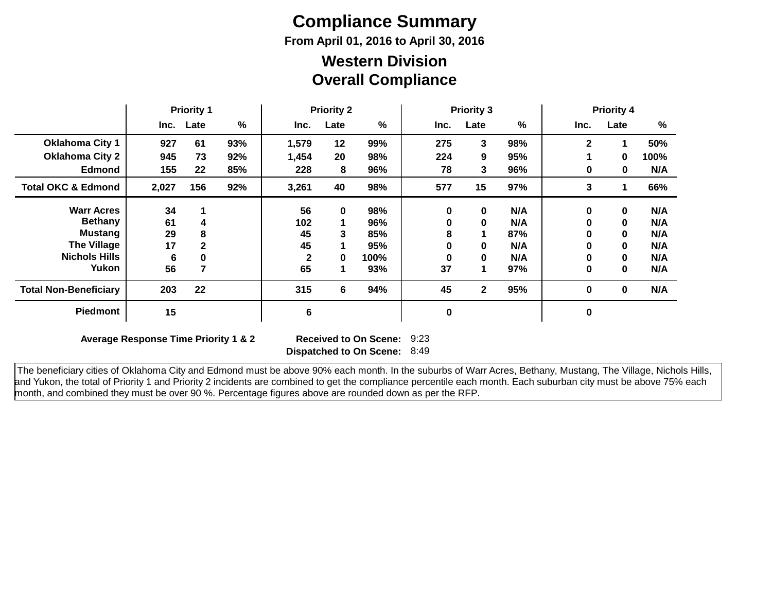# Compliance Summary

**From April 01, 2016 to April 30, 2016**

## Western Division
## Overall Compliance

| | Priority 1 | | | Priority 2 | | | Priority 3 | | | Priority 4 | | |
|---|---|---|---|---|---|---|---|---|---|---|---|---|
| | Inc. | Late | % | Inc. | Late | % | Inc. | Late | % | Inc. | Late | % |
| **Oklahoma City 1** | 927 | 61 | 93% | 1,579 | 12 | 99% | 275 | 3 | 98% | 2 | 1 | 50% |
| **Oklahoma City 2** | 945 | 73 | 92% | 1,454 | 20 | 98% | 224 | 9 | 95% | 1 | 0 | 100% |
| **Edmond** | 155 | 22 | 85% | 228 | 8 | 96% | 78 | 3 | 96% | 0 | 0 | N/A |
| **Total OKC & Edmond** | 2,027 | 156 | 92% | 3,261 | 40 | 98% | 577 | 15 | 97% | 3 | 1 | 66% |
| **Warr Acres** | 34 | 1 | | 56 | 0 | 98% | 0 | 0 | N/A | 0 | 0 | N/A |
| **Bethany** | 61 | 4 | | 102 | 1 | 96% | 0 | 0 | N/A | 0 | 0 | N/A |
| **Mustang** | 29 | 8 | | 45 | 3 | 85% | 8 | 1 | 87% | 0 | 0 | N/A |
| **The Village** | 17 | 2 | | 45 | 1 | 95% | 0 | 0 | N/A | 0 | 0 | N/A |
| **Nichols Hills** | 6 | 0 | | 2 | 0 | 100% | 0 | 0 | N/A | 0 | 0 | N/A |
| **Yukon** | 56 | 7 | | 65 | 1 | 93% | 37 | 1 | 97% | 0 | 0 | N/A |
| **Total Non-Beneficiary** | 203 | 22 | | 315 | 6 | 94% | 45 | 2 | 95% | 0 | 0 | N/A |
| **Piedmont** | 15 | | | 6 | | | 0 | | | 0 | | |

**Average Response Time Priority 1 & 2**

| | |
|---|---|
| **Received to On Scene:** | 9:23 |
| **Dispatched to On Scene:** | 8:49 |

The beneficiary cities of Oklahoma City and Edmond must be above 90% each month. In the suburbs of Warr Acres, Bethany, Mustang, The Village, Nichols Hills, and Yukon, the total of Priority 1 and Priority 2 incidents are combined to get the compliance percentile each month. Each suburban city must be above 75% each month, and combined they must be over 90 %. Percentage figures above are rounded down as per the RFP.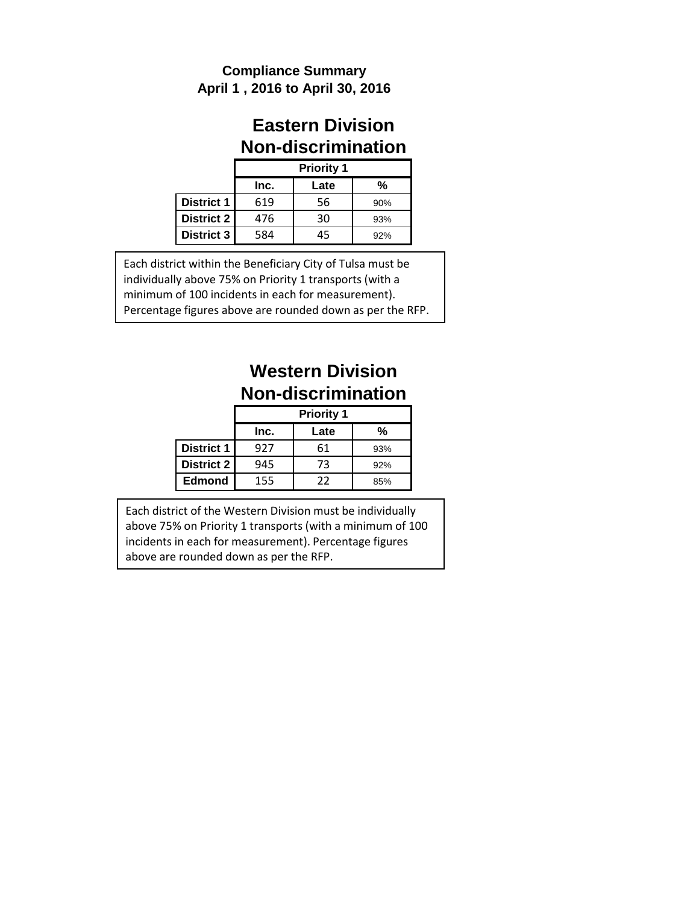**Compliance Summary**
**April 1 , 2016 to April 30, 2016**

## Eastern Division Non-discrimination

| | Priority 1 | | |
|---|---|---|---|
| | **Inc.** | **Late** | **%** |
| **District 1** | 619 | 56 | 90% |
| **District 2** | 476 | 30 | 93% |
| **District 3** | 584 | 45 | 92% |

Each district within the Beneficiary City of Tulsa must be individually above 75% on Priority 1 transports (with a minimum of 100 incidents in each for measurement). Percentage figures above are rounded down as per the RFP.

## Western Division Non-discrimination

| | Priority 1 | | |
|---|---|---|---|
| | **Inc.** | **Late** | **%** |
| **District 1** | 927 | 61 | 93% |
| **District 2** | 945 | 73 | 92% |
| **Edmond** | 155 | 22 | 85% |

Each district of the Western Division must be individually above 75% on Priority 1 transports (with a minimum of 100 incidents in each for measurement). Percentage figures above are rounded down as per the RFP.